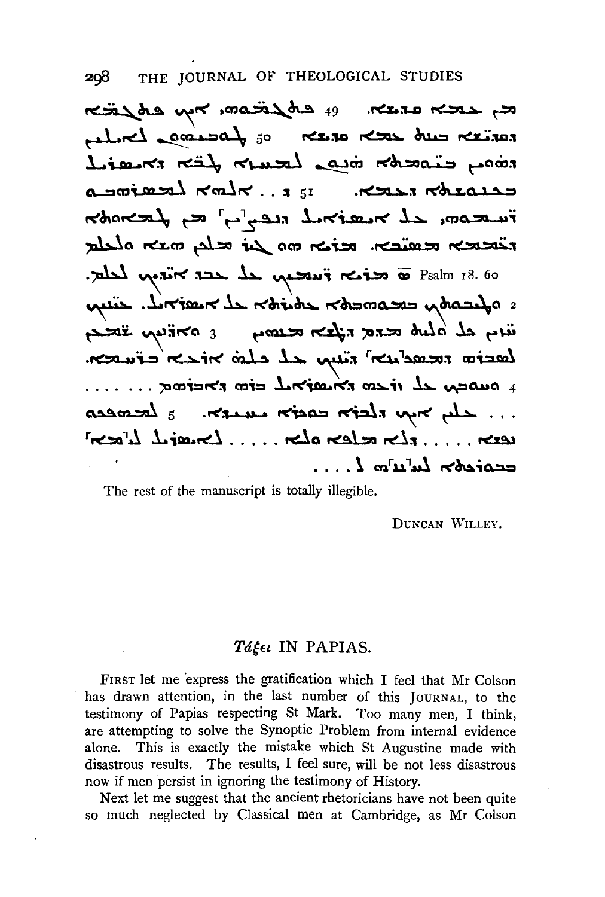ܡܢ ܚܟܡܐ ܡܫܝܢܐ. 49 ܘܬܫܠܡܘܬܗ ܐܝܟ ܡܠܐܟܘܬܐ
ܕܡܫܝܢܐ ܚܙܬ ܚܟܡܐ ܡܫܝܢܐ. 50 ܠܒܢܝܗܘܢ ܠܐܠܗܐ
ܕܗܘܝܢ ܒܢܘܗܪܐ ܗܘܘ ܠܚܕܝܐ ܠܒܢܝ ܕܐܢܫܘܬܐ
ܒܥܒܕܘܬܐ ܕܥܒܕܐ. 51 ܕ.. ܐܠܗܐ ܠܡܦܪܩܗܘܢ
ܬܫܒܘܚܬܗ ܥܠ ܐܢܫܘܬܐ ܕܢܦܩ[ܘ] ܡܢ ܠܝܛܘܬܐ
ܕܚܛܝܬܐ ܡܘܬܢܝܬܐ. ܡܪܢܐ ܗܘ ܒܪ ܡܠܟܐ ܗܘܐ ܘܠܥܠܡ
ܡ ܡܪܢܐ ܪܫܝܡܝܢ ܥܠ ܟܒܪ ܐܪܥܢ ܠܥܠܡ. Psalm 18. 60

2 ܘܐܠܒܫܬܢ ܒܫܘܒܚܐ ܬܫܒܘܚܬܐ ܥܠ ܐܢܫܘܬܐ. ܚܢܢ
ܫܡܥ ܥܠ ܘܠܝܬ ܒܫܪܪ ܪܥܝܢܐ ܡܫܡܘܥܝܢ 3 ܘܐܪܝܢ ܢܗܘܐ
ܠܡܒܥܘ ܠܗ ܕܡܫܡ[ܠܝܐ] ܕܢܬܒܢ ܥܠ ܟܠܗ ܐܪܥܐ ܒܢܘܗܪܐ.
4 ܘܫܒܩܢ ܥܠ ܪܚܡܗ ܕܐܢܫܘܬܐ ܕܗܘ ܕܐܬܝܗܒܬ......
... ܫܠܡ ܐܝܟ ܕܥܒܕܐ ܒܢܘܗܪܐ ܡܫܝܢܐ. 5 ܠܡܫܡܥܘ
ܢܦܫܐ ..... ܕܐܦ ܡܠܟܐ ܘܠܐ ..... ܠܐܢܫܘܬܐ ܠܐ[ܠܗܐ]
ܒܫܪܪܐ ܠܫ[ܡ]ܗ ܠ ....

The rest of the manuscript is totally illegible.

DUNCAN WILLEY.

## *Τάξει* IN PAPIAS.

FIRST let me express the gratification which I feel that Mr Colson has drawn attention, in the last number of this JOURNAL, to the testimony of Papias respecting St Mark. Too many men, I think, are attempting to solve the Synoptic Problem from internal evidence alone. This is exactly the mistake which St Augustine made with disastrous results. The results, I feel sure, will be not less disastrous now if men persist in ignoring the testimony of History.

Next let me suggest that the ancient rhetoricians have not been quite so much neglected by Classical men at Cambridge, as Mr Colson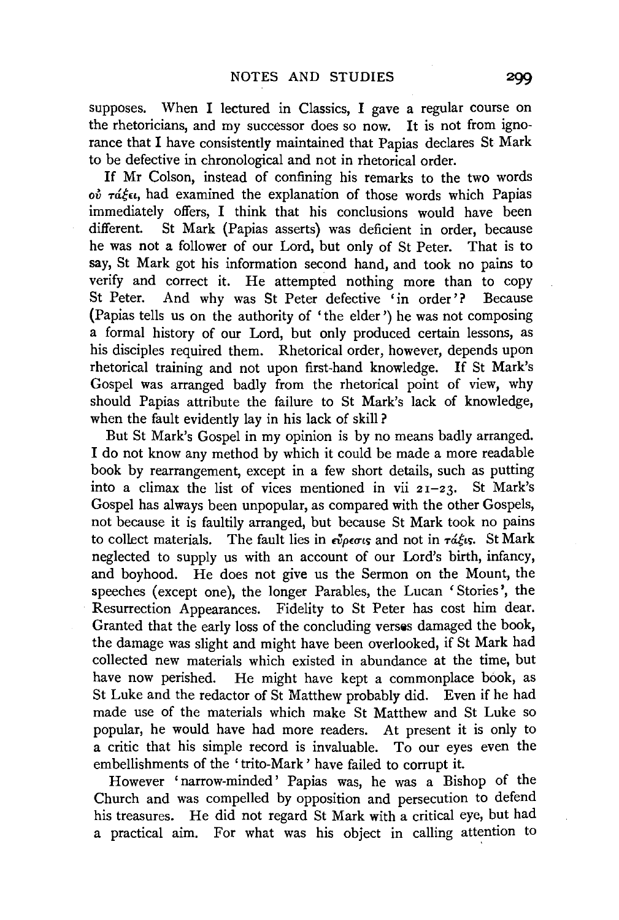supposes. When I lectured in Classics, I gave a regular course on the rhetoricians, and my successor does so now. It is not from ignorance that I have consistently maintained that Papias declares St Mark to be defective in chronological and not in rhetorical order.

If Mr Colson, instead of confining his remarks to the two words οὐ τάξει, had examined the explanation of those words which Papias immediately offers, I think that his conclusions would have been different. St Mark (Papias asserts) was deficient in order, because he was not a follower of our Lord, but only of St Peter. That is to say, St Mark got his information second hand, and took no pains to verify and correct it. He attempted nothing more than to copy St Peter. And why was St Peter defective 'in order'? Because (Papias tells us on the authority of 'the elder') he was not composing a formal history of our Lord, but only produced certain lessons, as his disciples required them. Rhetorical order, however, depends upon rhetorical training and not upon first-hand knowledge. If St Mark's Gospel was arranged badly from the rhetorical point of view, why should Papias attribute the failure to St Mark's lack of knowledge, when the fault evidently lay in his lack of skill?

But St Mark's Gospel in my opinion is by no means badly arranged. I do not know any method by which it could be made a more readable book by rearrangement, except in a few short details, such as putting into a climax the list of vices mentioned in vii 21–23. St Mark's Gospel has always been unpopular, as compared with the other Gospels, not because it is faultily arranged, but because St Mark took no pains to collect materials. The fault lies in εὕρεσις and not in τάξις. St Mark neglected to supply us with an account of our Lord's birth, infancy, and boyhood. He does not give us the Sermon on the Mount, the speeches (except one), the longer Parables, the Lucan 'Stories', the Resurrection Appearances. Fidelity to St Peter has cost him dear. Granted that the early loss of the concluding verses damaged the book, the damage was slight and might have been overlooked, if St Mark had collected new materials which existed in abundance at the time, but have now perished. He might have kept a commonplace book, as St Luke and the redactor of St Matthew probably did. Even if he had made use of the materials which make St Matthew and St Luke so popular, he would have had more readers. At present it is only to a critic that his simple record is invaluable. To our eyes even the embellishments of the 'trito-Mark' have failed to corrupt it.

However 'narrow-minded' Papias was, he was a Bishop of the Church and was compelled by opposition and persecution to defend his treasures. He did not regard St Mark with a critical eye, but had a practical aim. For what was his object in calling attention to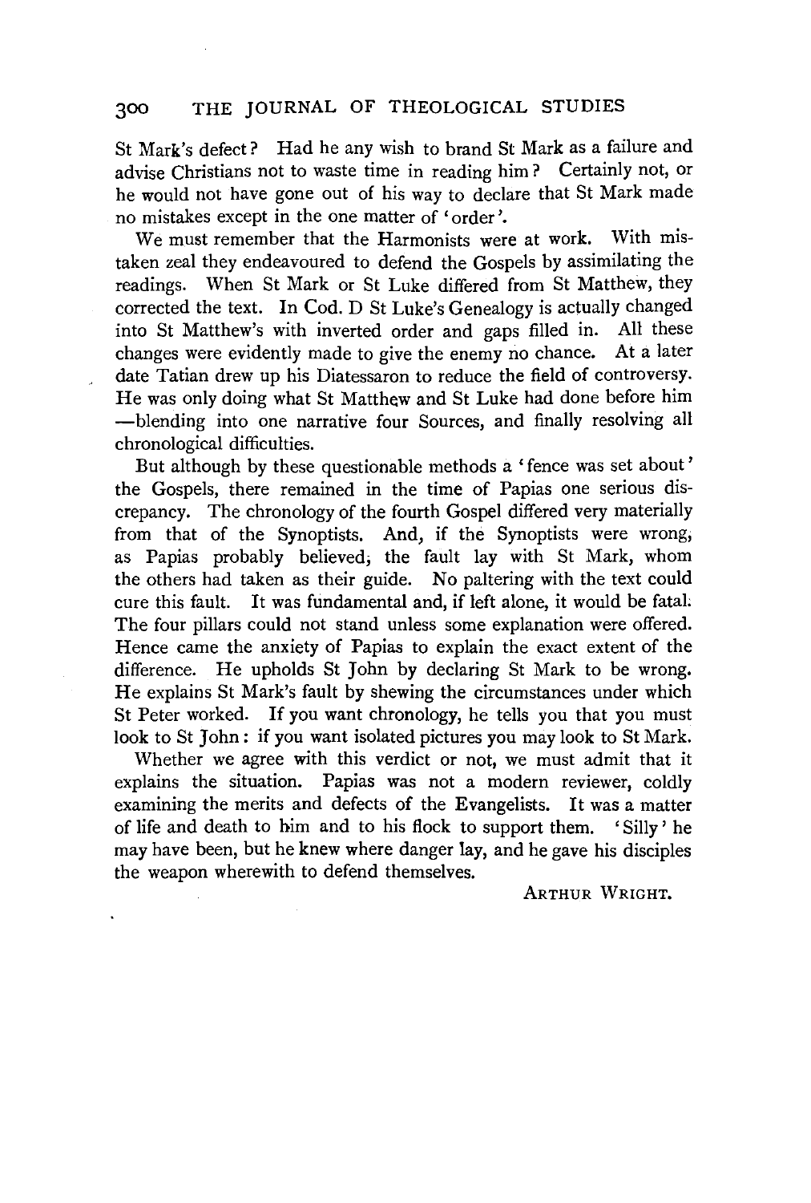St Mark's defect? Had he any wish to brand St Mark as a failure and advise Christians not to waste time in reading him? Certainly not, or he would not have gone out of his way to declare that St Mark made no mistakes except in the one matter of 'order'.

We must remember that the Harmonists were at work. With mistaken zeal they endeavoured to defend the Gospels by assimilating the readings. When St Mark or St Luke differed from St Matthew, they corrected the text. In Cod. D St Luke's Genealogy is actually changed into St Matthew's with inverted order and gaps filled in. All these changes were evidently made to give the enemy no chance. At a later date Tatian drew up his Diatessaron to reduce the field of controversy. He was only doing what St Matthew and St Luke had done before him —blending into one narrative four Sources, and finally resolving all chronological difficulties.

But although by these questionable methods a 'fence was set about' the Gospels, there remained in the time of Papias one serious discrepancy. The chronology of the fourth Gospel differed very materially from that of the Synoptists. And, if the Synoptists were wrong, as Papias probably believed, the fault lay with St Mark, whom the others had taken as their guide. No paltering with the text could cure this fault. It was fundamental and, if left alone, it would be fatal. The four pillars could not stand unless some explanation were offered. Hence came the anxiety of Papias to explain the exact extent of the difference. He upholds St John by declaring St Mark to be wrong. He explains St Mark's fault by shewing the circumstances under which St Peter worked. If you want chronology, he tells you that you must look to St John: if you want isolated pictures you may look to St Mark.

Whether we agree with this verdict or not, we must admit that it explains the situation. Papias was not a modern reviewer, coldly examining the merits and defects of the Evangelists. It was a matter of life and death to him and to his flock to support them. 'Silly' he may have been, but he knew where danger lay, and he gave his disciples the weapon wherewith to defend themselves.

ARTHUR WRIGHT.